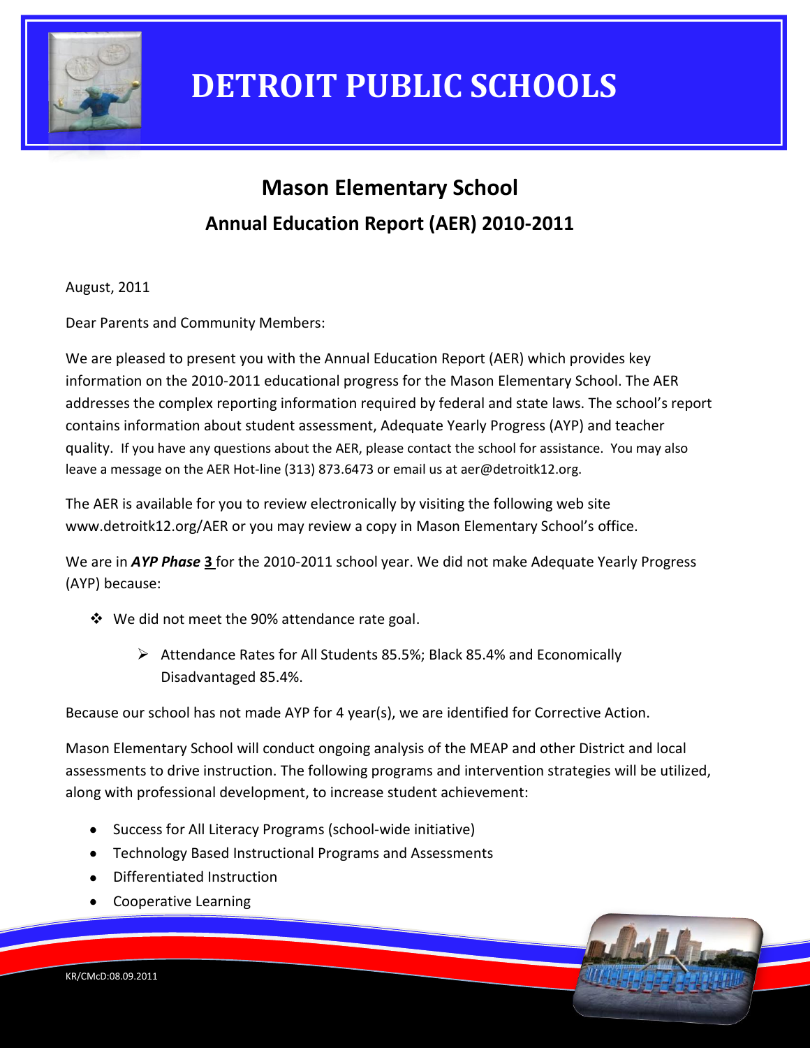# DETROIT PUBLIC SCHOOLS

## Mason Elementary School

## Annual Education Report (AER) 2010-2011

August, 2011

Dear Parents and Community Members:

We are pleased to present you with the Annual Education Report (AER) which provides key information on the 2010-2011 educational progress for the Mason Elementary School. The AER addresses the complex reporting information required by federal and state laws. The school's report contains information about student assessment, Adequate Yearly Progress (AYP) and teacher quality. If you have any questions about the AER, please contact the school for assistance. You may also leave a message on the AER Hot-line (313) 873.6473 or email us at aer@detroitk12.org.

The AER is available for you to review electronically by visiting the following web site www.detroitk12.org/AER or you may review a copy in Mason Elementary School's office.

We are in ***AYP Phase*** **3** for the 2010-2011 school year. We did not make Adequate Yearly Progress (AYP) because:

- We did not meet the 90% attendance rate goal.
  - Attendance Rates for All Students 85.5%; Black 85.4% and Economically Disadvantaged 85.4%.

Because our school has not made AYP for 4 year(s), we are identified for Corrective Action.

Mason Elementary School will conduct ongoing analysis of the MEAP and other District and local assessments to drive instruction. The following programs and intervention strategies will be utilized, along with professional development, to increase student achievement:

- Success for All Literacy Programs (school-wide initiative)
- Technology Based Instructional Programs and Assessments
- Differentiated Instruction
- Cooperative Learning

KR/CMcD:08.09.2011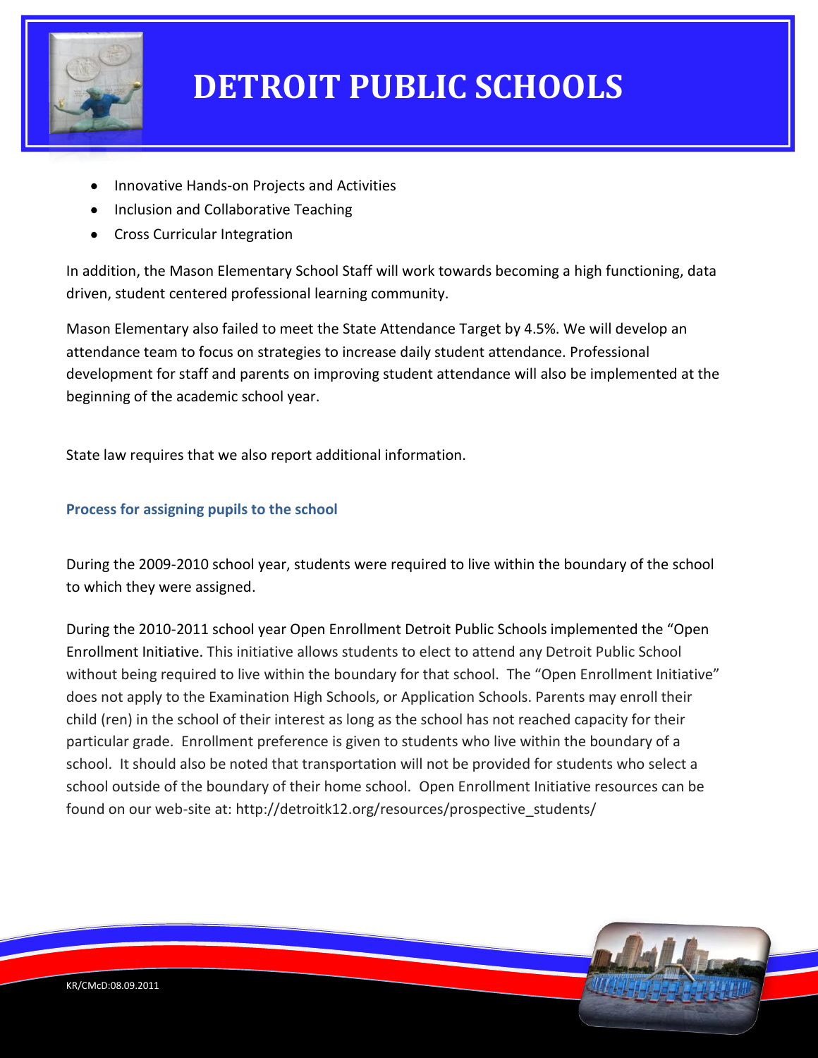- Innovative Hands-on Projects and Activities
- Inclusion and Collaborative Teaching
- Cross Curricular Integration

In addition, the Mason Elementary School Staff will work towards becoming a high functioning, data driven, student centered professional learning community.

Mason Elementary also failed to meet the State Attendance Target by 4.5%. We will develop an attendance team to focus on strategies to increase daily student attendance. Professional development for staff and parents on improving student attendance will also be implemented at the beginning of the academic school year.

State law requires that we also report additional information.

### Process for assigning pupils to the school

During the 2009-2010 school year, students were required to live within the boundary of the school to which they were assigned.

During the 2010-2011 school year Open Enrollment Detroit Public Schools implemented the "Open Enrollment Initiative. This initiative allows students to elect to attend any Detroit Public School without being required to live within the boundary for that school. The "Open Enrollment Initiative" does not apply to the Examination High Schools, or Application Schools. Parents may enroll their child (ren) in the school of their interest as long as the school has not reached capacity for their particular grade. Enrollment preference is given to students who live within the boundary of a school. It should also be noted that transportation will not be provided for students who select a school outside of the boundary of their home school. Open Enrollment Initiative resources can be found on our web-site at: http://detroitk12.org/resources/prospective_students/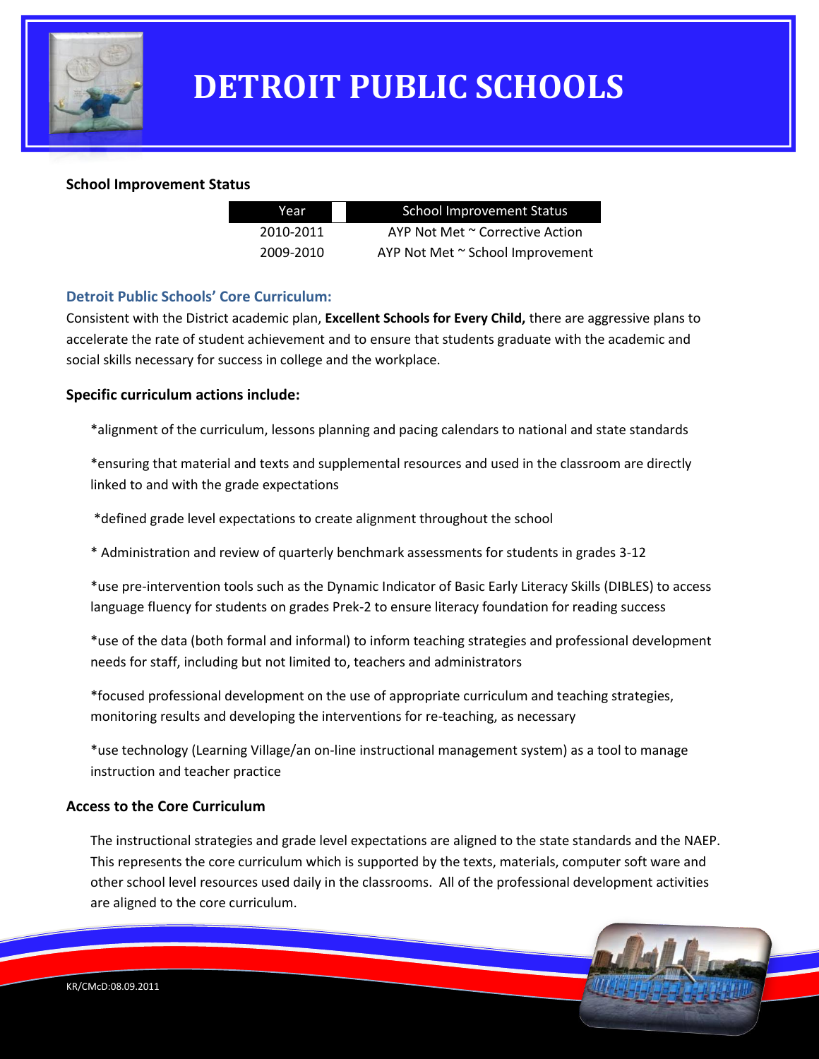# DETROIT PUBLIC SCHOOLS

### School Improvement Status

| Year | School Improvement Status |
| --- | --- |
| 2010-2011 | AYP Not Met ~ Corrective Action |
| 2009-2010 | AYP Not Met ~ School Improvement |

### Detroit Public Schools' Core Curriculum:

Consistent with the District academic plan, **Excellent Schools for Every Child,** there are aggressive plans to accelerate the rate of student achievement and to ensure that students graduate with the academic and social skills necessary for success in college and the workplace.

### Specific curriculum actions include:

*alignment of the curriculum, lessons planning and pacing calendars to national and state standards

*ensuring that material and texts and supplemental resources and used in the classroom are directly linked to and with the grade expectations

*defined grade level expectations to create alignment throughout the school

* Administration and review of quarterly benchmark assessments for students in grades 3-12

*use pre-intervention tools such as the Dynamic Indicator of Basic Early Literacy Skills (DIBLES) to access language fluency for students on grades Prek-2 to ensure literacy foundation for reading success

*use of the data (both formal and informal) to inform teaching strategies and professional development needs for staff, including but not limited to, teachers and administrators

*focused professional development on the use of appropriate curriculum and teaching strategies, monitoring results and developing the interventions for re-teaching, as necessary

*use technology (Learning Village/an on-line instructional management system) as a tool to manage instruction and teacher practice

### Access to the Core Curriculum

The instructional strategies and grade level expectations are aligned to the state standards and the NAEP. This represents the core curriculum which is supported by the texts, materials, computer soft ware and other school level resources used daily in the classrooms. All of the professional development activities are aligned to the core curriculum.

KR/CMcD:08.09.2011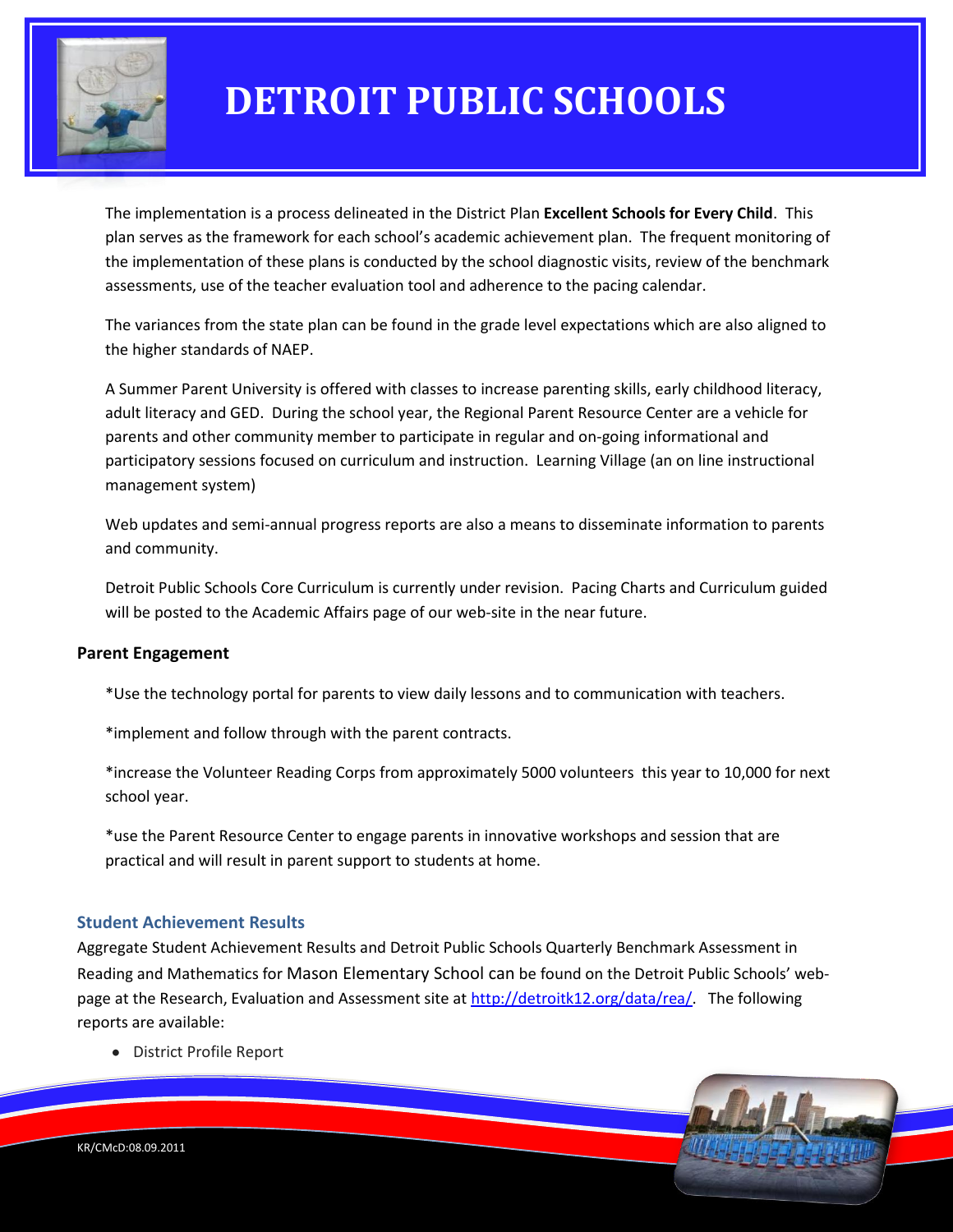The implementation is a process delineated in the District Plan **Excellent Schools for Every Child**. This plan serves as the framework for each school's academic achievement plan. The frequent monitoring of the implementation of these plans is conducted by the school diagnostic visits, review of the benchmark assessments, use of the teacher evaluation tool and adherence to the pacing calendar.

The variances from the state plan can be found in the grade level expectations which are also aligned to the higher standards of NAEP.

A Summer Parent University is offered with classes to increase parenting skills, early childhood literacy, adult literacy and GED. During the school year, the Regional Parent Resource Center are a vehicle for parents and other community member to participate in regular and on-going informational and participatory sessions focused on curriculum and instruction. Learning Village (an on line instructional management system)

Web updates and semi-annual progress reports are also a means to disseminate information to parents and community.

Detroit Public Schools Core Curriculum is currently under revision. Pacing Charts and Curriculum guided will be posted to the Academic Affairs page of our web-site in the near future.

### Parent Engagement

*Use the technology portal for parents to view daily lessons and to communication with teachers.

*implement and follow through with the parent contracts.

*increase the Volunteer Reading Corps from approximately 5000 volunteers this year to 10,000 for next school year.

*use the Parent Resource Center to engage parents in innovative workshops and session that are practical and will result in parent support to students at home.

### Student Achievement Results

Aggregate Student Achievement Results and Detroit Public Schools Quarterly Benchmark Assessment in Reading and Mathematics for Mason Elementary School can be found on the Detroit Public Schools' web-page at the Research, Evaluation and Assessment site at http://detroitk12.org/data/rea/. The following reports are available:

- District Profile Report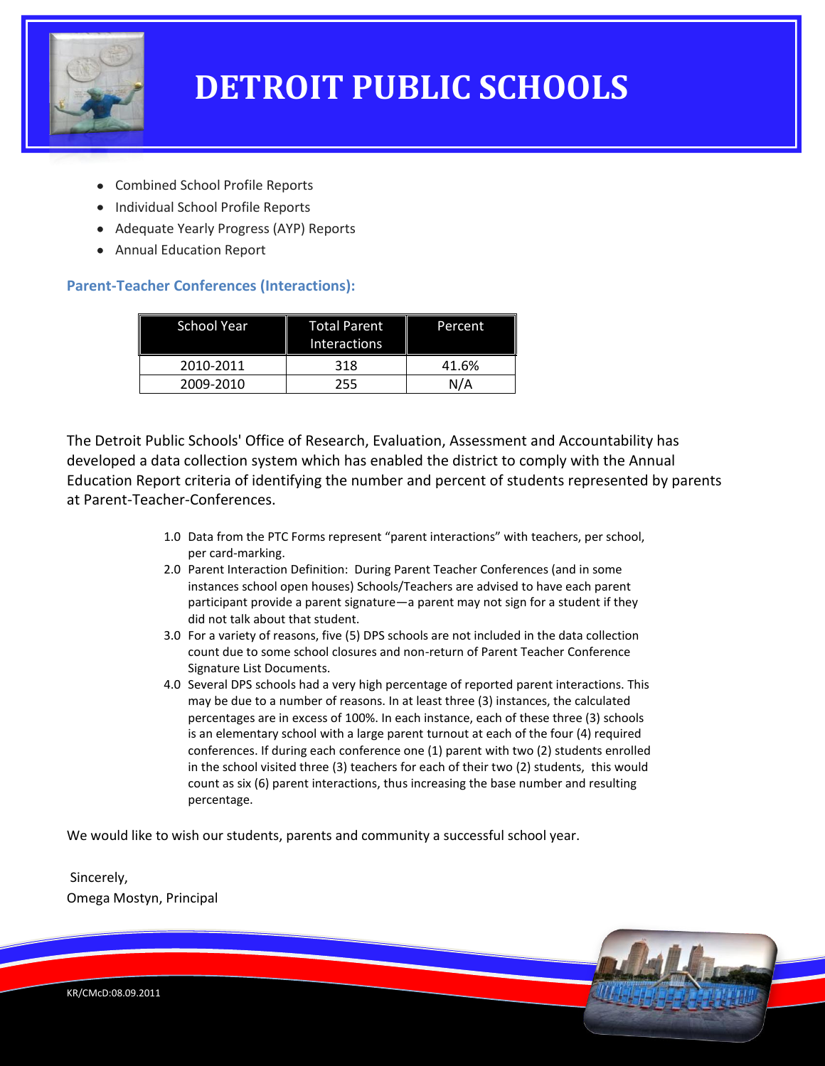# DETROIT PUBLIC SCHOOLS

- Combined School Profile Reports
- Individual School Profile Reports
- Adequate Yearly Progress (AYP) Reports
- Annual Education Report

### Parent-Teacher Conferences (Interactions):

| School Year | Total Parent Interactions | Percent |
|---|---|---|
| 2010-2011 | 318 | 41.6% |
| 2009-2010 | 255 | N/A |

The Detroit Public Schools' Office of Research, Evaluation, Assessment and Accountability has developed a data collection system which has enabled the district to comply with the Annual Education Report criteria of identifying the number and percent of students represented by parents at Parent-Teacher-Conferences.

1.0 Data from the PTC Forms represent "parent interactions" with teachers, per school, per card-marking.

2.0 Parent Interaction Definition: During Parent Teacher Conferences (and in some instances school open houses) Schools/Teachers are advised to have each parent participant provide a parent signature—a parent may not sign for a student if they did not talk about that student.

3.0 For a variety of reasons, five (5) DPS schools are not included in the data collection count due to some school closures and non-return of Parent Teacher Conference Signature List Documents.

4.0 Several DPS schools had a very high percentage of reported parent interactions. This may be due to a number of reasons. In at least three (3) instances, the calculated percentages are in excess of 100%. In each instance, each of these three (3) schools is an elementary school with a large parent turnout at each of the four (4) required conferences. If during each conference one (1) parent with two (2) students enrolled in the school visited three (3) teachers for each of their two (2) students, this would count as six (6) parent interactions, thus increasing the base number and resulting percentage.

We would like to wish our students, parents and community a successful school year.

Sincerely,
Omega Mostyn, Principal

KR/CMcD:08.09.2011